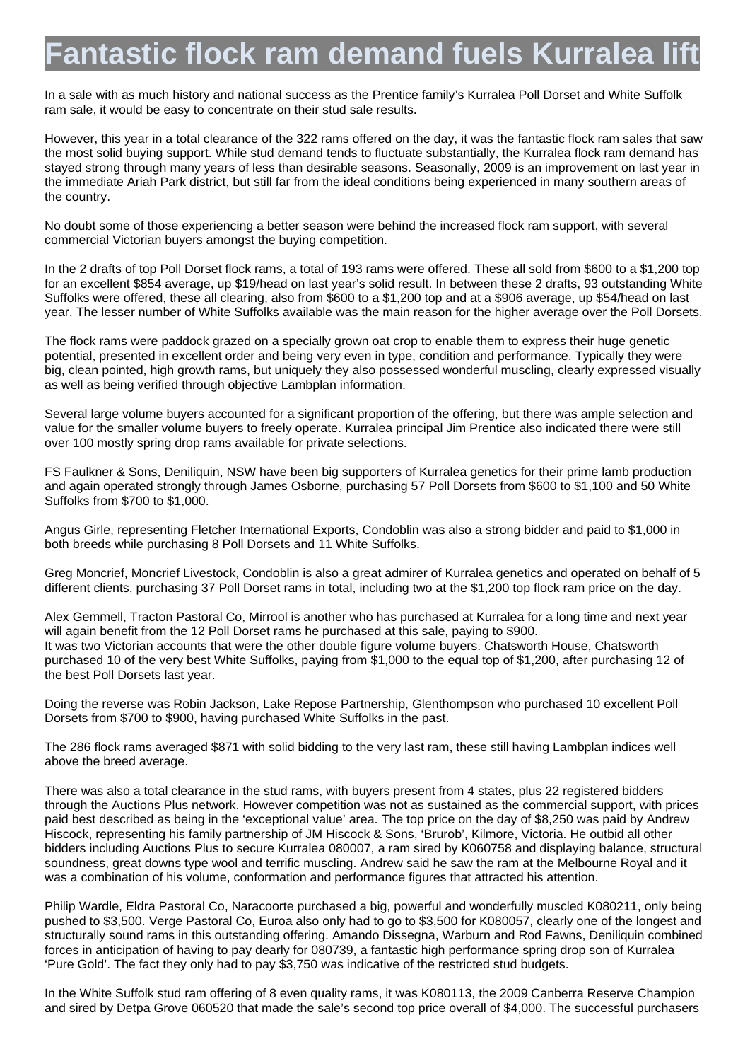# Fantastic flock ram demand fuels Kurralea lift

In a sale with as much history and national success as the Prentice family's Kurralea Poll Dorset and White Suffolk ram sale, it would be easy to concentrate on their stud sale results.

However, this year in a total clearance of the 322 rams offered on the day, it was the fantastic flock ram sales that saw the most solid buying support. While stud demand tends to fluctuate substantially, the Kurralea flock ram demand has stayed strong through many years of less than desirable seasons. Seasonally, 2009 is an improvement on last year in the immediate Ariah Park district, but still far from the ideal conditions being experienced in many southern areas of the country.

No doubt some of those experiencing a better season were behind the increased flock ram support, with several commercial Victorian buyers amongst the buying competition.

In the 2 drafts of top Poll Dorset flock rams, a total of 193 rams were offered. These all sold from $600 to a $1,200 top for an excellent $854 average, up $19/head on last year's solid result. In between these 2 drafts, 93 outstanding White Suffolks were offered, these all clearing, also from $600 to a $1,200 top and at a $906 average, up $54/head on last year. The lesser number of White Suffolks available was the main reason for the higher average over the Poll Dorsets.

The flock rams were paddock grazed on a specially grown oat crop to enable them to express their huge genetic potential, presented in excellent order and being very even in type, condition and performance. Typically they were big, clean pointed, high growth rams, but uniquely they also possessed wonderful muscling, clearly expressed visually as well as being verified through objective Lambplan information.

Several large volume buyers accounted for a significant proportion of the offering, but there was ample selection and value for the smaller volume buyers to freely operate. Kurralea principal Jim Prentice also indicated there were still over 100 mostly spring drop rams available for private selections.

FS Faulkner & Sons, Deniliquin, NSW have been big supporters of Kurralea genetics for their prime lamb production and again operated strongly through James Osborne, purchasing 57 Poll Dorsets from $600 to $1,100 and 50 White Suffolks from $700 to $1,000.

Angus Girle, representing Fletcher International Exports, Condoblin was also a strong bidder and paid to $1,000 in both breeds while purchasing 8 Poll Dorsets and 11 White Suffolks.

Greg Moncrief, Moncrief Livestock, Condoblin is also a great admirer of Kurralea genetics and operated on behalf of 5 different clients, purchasing 37 Poll Dorset rams in total, including two at the $1,200 top flock ram price on the day.

Alex Gemmell, Tracton Pastoral Co, Mirrool is another who has purchased at Kurralea for a long time and next year will again benefit from the 12 Poll Dorset rams he purchased at this sale, paying to $900.
It was two Victorian accounts that were the other double figure volume buyers. Chatsworth House, Chatsworth purchased 10 of the very best White Suffolks, paying from $1,000 to the equal top of $1,200, after purchasing 12 of the best Poll Dorsets last year.

Doing the reverse was Robin Jackson, Lake Repose Partnership, Glenthompson who purchased 10 excellent Poll Dorsets from $700 to $900, having purchased White Suffolks in the past.

The 286 flock rams averaged $871 with solid bidding to the very last ram, these still having Lambplan indices well above the breed average.

There was also a total clearance in the stud rams, with buyers present from 4 states, plus 22 registered bidders through the Auctions Plus network. However competition was not as sustained as the commercial support, with prices paid best described as being in the 'exceptional value' area. The top price on the day of $8,250 was paid by Andrew Hiscock, representing his family partnership of JM Hiscock & Sons, 'Brurob', Kilmore, Victoria. He outbid all other bidders including Auctions Plus to secure Kurralea 080007, a ram sired by K060758 and displaying balance, structural soundness, great downs type wool and terrific muscling. Andrew said he saw the ram at the Melbourne Royal and it was a combination of his volume, conformation and performance figures that attracted his attention.

Philip Wardle, Eldra Pastoral Co, Naracoorte purchased a big, powerful and wonderfully muscled K080211, only being pushed to $3,500. Verge Pastoral Co, Euroa also only had to go to $3,500 for K080057, clearly one of the longest and structurally sound rams in this outstanding offering. Amando Dissegna, Warburn and Rod Fawns, Deniliquin combined forces in anticipation of having to pay dearly for 080739, a fantastic high performance spring drop son of Kurralea 'Pure Gold'. The fact they only had to pay $3,750 was indicative of the restricted stud budgets.

In the White Suffolk stud ram offering of 8 even quality rams, it was K080113, the 2009 Canberra Reserve Champion and sired by Detpa Grove 060520 that made the sale's second top price overall of $4,000. The successful purchasers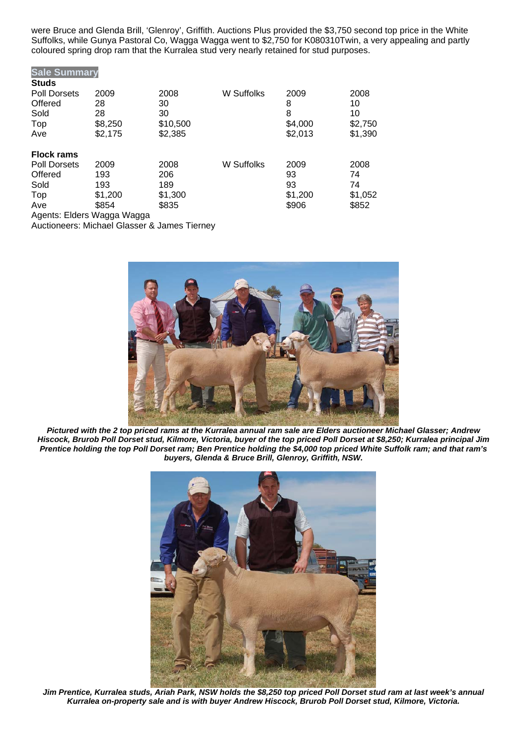were Bruce and Glenda Brill, 'Glenroy', Griffith. Auctions Plus provided the $3,750 second top price in the White Suffolks, while Gunya Pastoral Co, Wagga Wagga went to $2,750 for K080310Twin, a very appealing and partly coloured spring drop ram that the Kurralea stud very nearly retained for stud purposes.

## Sale Summary

**Studs**

| Poll Dorsets | 2009 | 2008 | W Suffolks | 2009 | 2008 |
|---|---|---|---|---|---|
| Offered | 28 | 30 | | 8 | 10 |
| Sold | 28 | 30 | | 8 | 10 |
| Top | $8,250 | $10,500 | | $4,000 | $2,750 |
| Ave | $2,175 | $2,385 | | $2,013 | $1,390 |

**Flock rams**

| Poll Dorsets | 2009 | 2008 | W Suffolks | 2009 | 2008 |
|---|---|---|---|---|---|
| Offered | 193 | 206 | | 93 | 74 |
| Sold | 193 | 189 | | 93 | 74 |
| Top | $1,200 | $1,300 | | $1,200 | $1,052 |
| Ave | $854 | $835 | | $906 | $852 |

Agents: Elders Wagga Wagga

Auctioneers: Michael Glasser & James Tierney

***Pictured with the 2 top priced rams at the Kurralea annual ram sale are Elders auctioneer Michael Glasser; Andrew Hiscock, Brurob Poll Dorset stud, Kilmore, Victoria, buyer of the top priced Poll Dorset at $8,250; Kurralea principal Jim Prentice holding the top Poll Dorset ram; Ben Prentice holding the $4,000 top priced White Suffolk ram; and that ram's buyers, Glenda & Bruce Brill, Glenroy, Griffith, NSW.***

***Jim Prentice, Kurralea studs, Ariah Park, NSW holds the $8,250 top priced Poll Dorset stud ram at last week's annual Kurralea on-property sale and is with buyer Andrew Hiscock, Brurob Poll Dorset stud, Kilmore, Victoria.***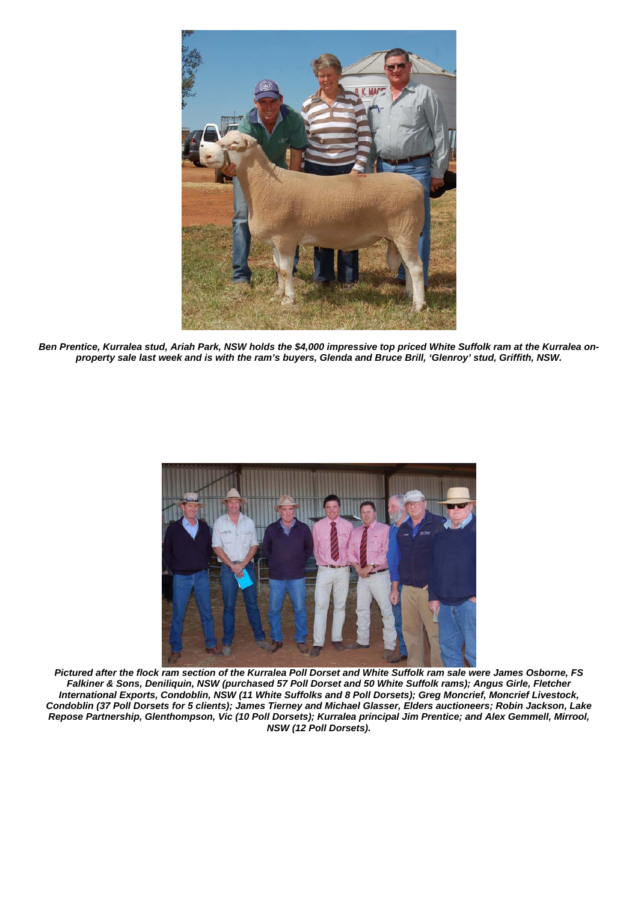***Ben Prentice, Kurralea stud, Ariah Park, NSW holds the $4,000 impressive top priced White Suffolk ram at the Kurralea on-property sale last week and is with the ram's buyers, Glenda and Bruce Brill, 'Glenroy' stud, Griffith, NSW.***

***Pictured after the flock ram section of the Kurralea Poll Dorset and White Suffolk ram sale were James Osborne, FS Falkiner & Sons, Deniliquin, NSW (purchased 57 Poll Dorset and 50 White Suffolk rams); Angus Girle, Fletcher International Exports, Condoblin, NSW (11 White Suffolks and 8 Poll Dorsets); Greg Moncrief, Moncrief Livestock, Condoblin (37 Poll Dorsets for 5 clients); James Tierney and Michael Glasser, Elders auctioneers; Robin Jackson, Lake Repose Partnership, Glenthompson, Vic (10 Poll Dorsets); Kurralea principal Jim Prentice; and Alex Gemmell, Mirrool, NSW (12 Poll Dorsets).***